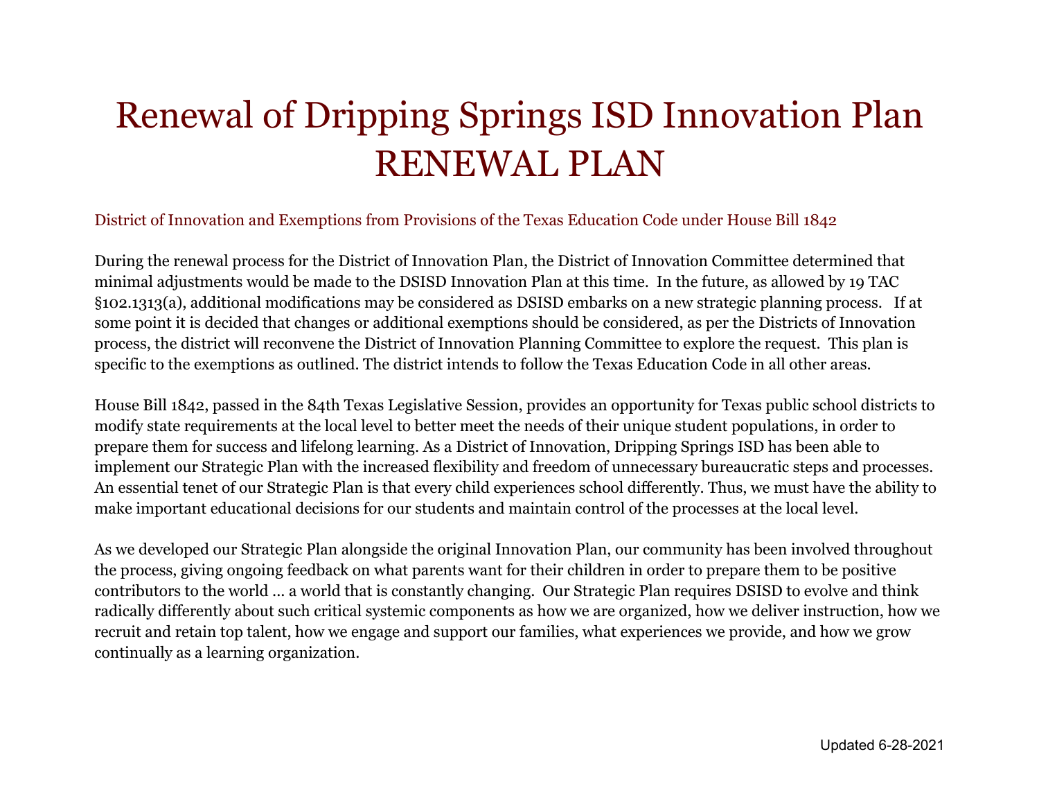# Renewal of Dripping Springs ISD Innovation Plan
# RENEWAL PLAN

## District of Innovation and Exemptions from Provisions of the Texas Education Code under House Bill 1842

During the renewal process for the District of Innovation Plan, the District of Innovation Committee determined that minimal adjustments would be made to the DSISD Innovation Plan at this time. In the future, as allowed by 19 TAC §102.1313(a), additional modifications may be considered as DSISD embarks on a new strategic planning process. If at some point it is decided that changes or additional exemptions should be considered, as per the Districts of Innovation process, the district will reconvene the District of Innovation Planning Committee to explore the request. This plan is specific to the exemptions as outlined. The district intends to follow the Texas Education Code in all other areas.

House Bill 1842, passed in the 84th Texas Legislative Session, provides an opportunity for Texas public school districts to modify state requirements at the local level to better meet the needs of their unique student populations, in order to prepare them for success and lifelong learning. As a District of Innovation, Dripping Springs ISD has been able to implement our Strategic Plan with the increased flexibility and freedom of unnecessary bureaucratic steps and processes. An essential tenet of our Strategic Plan is that every child experiences school differently. Thus, we must have the ability to make important educational decisions for our students and maintain control of the processes at the local level.

As we developed our Strategic Plan alongside the original Innovation Plan, our community has been involved throughout the process, giving ongoing feedback on what parents want for their children in order to prepare them to be positive contributors to the world ... a world that is constantly changing. Our Strategic Plan requires DSISD to evolve and think radically differently about such critical systemic components as how we are organized, how we deliver instruction, how we recruit and retain top talent, how we engage and support our families, what experiences we provide, and how we grow continually as a learning organization.

Updated 6-28-2021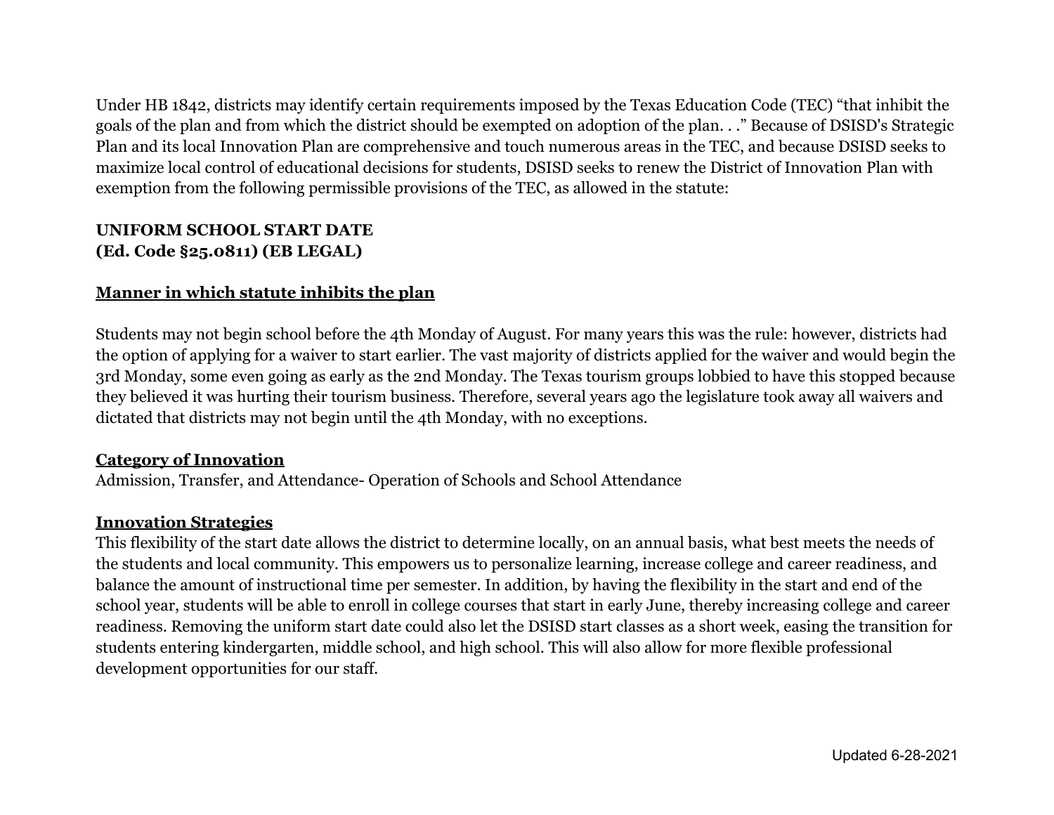Under HB 1842, districts may identify certain requirements imposed by the Texas Education Code (TEC) "that inhibit the goals of the plan and from which the district should be exempted on adoption of the plan. . ." Because of DSISD's Strategic Plan and its local Innovation Plan are comprehensive and touch numerous areas in the TEC, and because DSISD seeks to maximize local control of educational decisions for students, DSISD seeks to renew the District of Innovation Plan with exemption from the following permissible provisions of the TEC, as allowed in the statute:

**UNIFORM SCHOOL START DATE**
**(Ed. Code §25.0811) (EB LEGAL)**

**Manner in which statute inhibits the plan**

Students may not begin school before the 4th Monday of August. For many years this was the rule: however, districts had the option of applying for a waiver to start earlier. The vast majority of districts applied for the waiver and would begin the 3rd Monday, some even going as early as the 2nd Monday. The Texas tourism groups lobbied to have this stopped because they believed it was hurting their tourism business. Therefore, several years ago the legislature took away all waivers and dictated that districts may not begin until the 4th Monday, with no exceptions.

**Category of Innovation**

Admission, Transfer, and Attendance- Operation of Schools and School Attendance

**Innovation Strategies**

This flexibility of the start date allows the district to determine locally, on an annual basis, what best meets the needs of the students and local community. This empowers us to personalize learning, increase college and career readiness, and balance the amount of instructional time per semester. In addition, by having the flexibility in the start and end of the school year, students will be able to enroll in college courses that start in early June, thereby increasing college and career readiness. Removing the uniform start date could also let the DSISD start classes as a short week, easing the transition for students entering kindergarten, middle school, and high school. This will also allow for more flexible professional development opportunities for our staff.

Updated 6-28-2021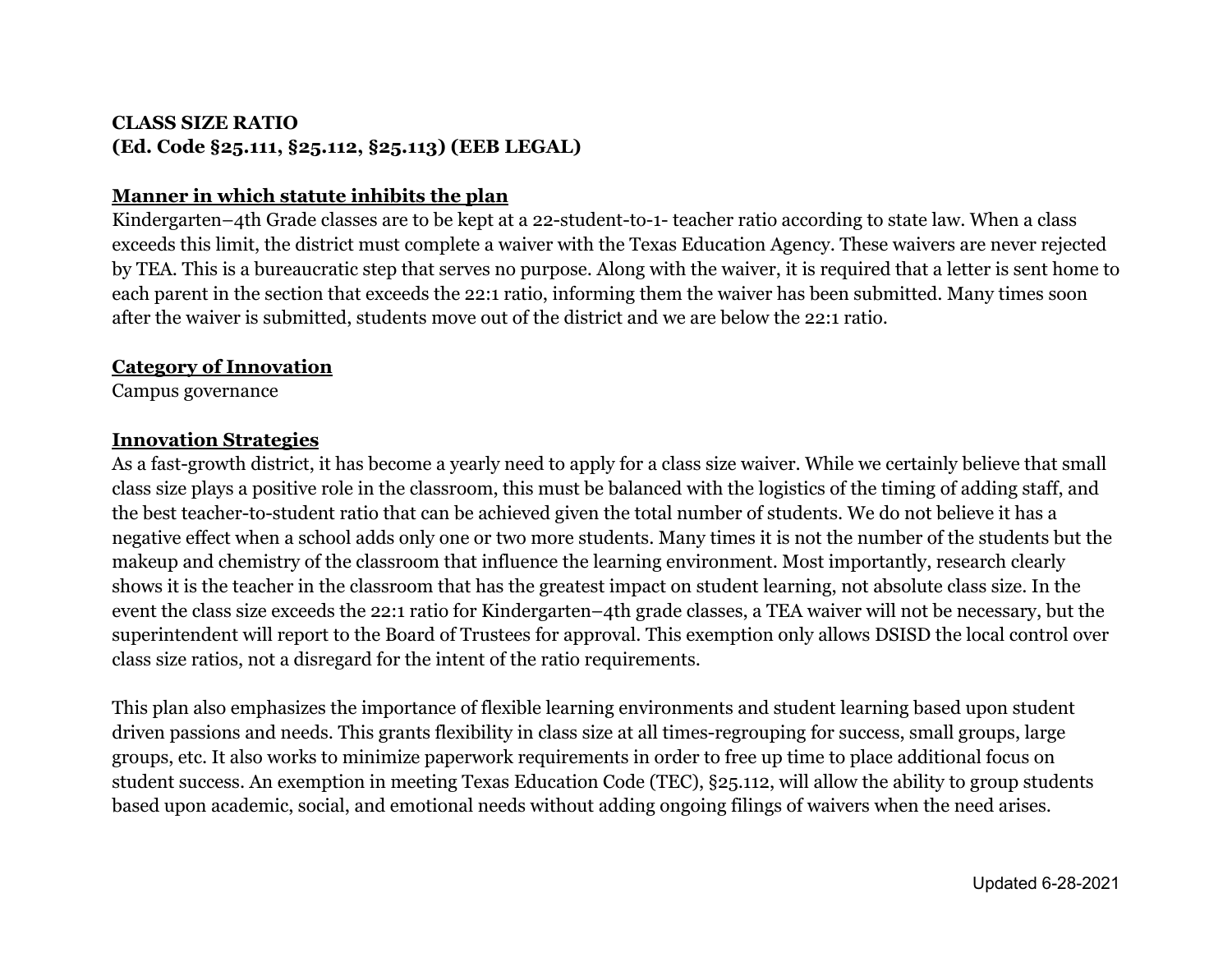**CLASS SIZE RATIO**
**(Ed. Code §25.111, §25.112, §25.113) (EEB LEGAL)**

**Manner in which statute inhibits the plan**

Kindergarten–4th Grade classes are to be kept at a 22-student-to-1- teacher ratio according to state law. When a class exceeds this limit, the district must complete a waiver with the Texas Education Agency. These waivers are never rejected by TEA. This is a bureaucratic step that serves no purpose. Along with the waiver, it is required that a letter is sent home to each parent in the section that exceeds the 22:1 ratio, informing them the waiver has been submitted. Many times soon after the waiver is submitted, students move out of the district and we are below the 22:1 ratio.

**Category of Innovation**

Campus governance

**Innovation Strategies**

As a fast-growth district, it has become a yearly need to apply for a class size waiver. While we certainly believe that small class size plays a positive role in the classroom, this must be balanced with the logistics of the timing of adding staff, and the best teacher-to-student ratio that can be achieved given the total number of students. We do not believe it has a negative effect when a school adds only one or two more students. Many times it is not the number of the students but the makeup and chemistry of the classroom that influence the learning environment. Most importantly, research clearly shows it is the teacher in the classroom that has the greatest impact on student learning, not absolute class size. In the event the class size exceeds the 22:1 ratio for Kindergarten–4th grade classes, a TEA waiver will not be necessary, but the superintendent will report to the Board of Trustees for approval. This exemption only allows DSISD the local control over class size ratios, not a disregard for the intent of the ratio requirements.

This plan also emphasizes the importance of flexible learning environments and student learning based upon student driven passions and needs. This grants flexibility in class size at all times-regrouping for success, small groups, large groups, etc. It also works to minimize paperwork requirements in order to free up time to place additional focus on student success. An exemption in meeting Texas Education Code (TEC), §25.112, will allow the ability to group students based upon academic, social, and emotional needs without adding ongoing filings of waivers when the need arises.

Updated 6-28-2021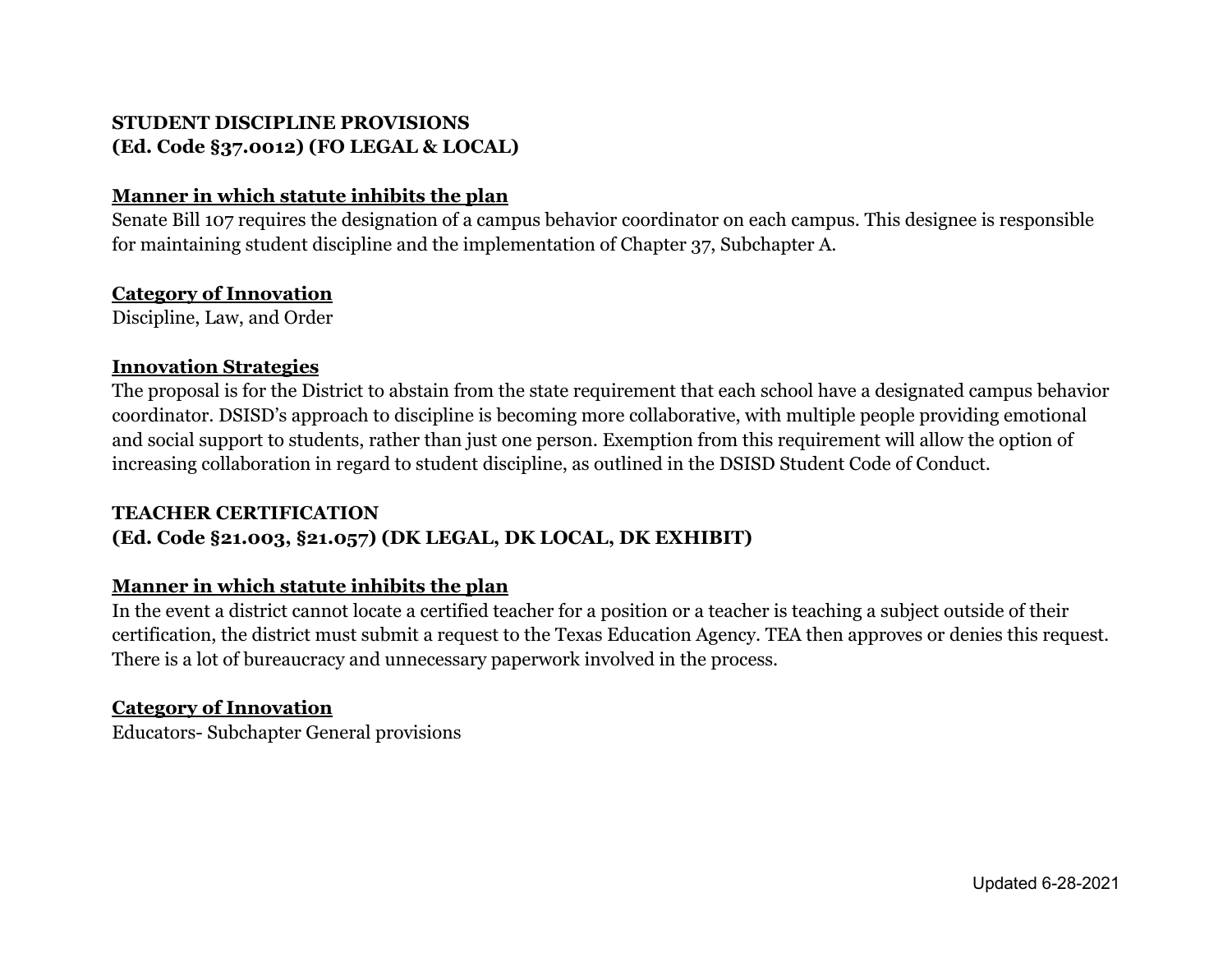**STUDENT DISCIPLINE PROVISIONS**
**(Ed. Code §37.0012) (FO LEGAL & LOCAL)**

**Manner in which statute inhibits the plan**

Senate Bill 107 requires the designation of a campus behavior coordinator on each campus. This designee is responsible for maintaining student discipline and the implementation of Chapter 37, Subchapter A.

**Category of Innovation**

Discipline, Law, and Order

**Innovation Strategies**

The proposal is for the District to abstain from the state requirement that each school have a designated campus behavior coordinator. DSISD's approach to discipline is becoming more collaborative, with multiple people providing emotional and social support to students, rather than just one person. Exemption from this requirement will allow the option of increasing collaboration in regard to student discipline, as outlined in the DSISD Student Code of Conduct.

**TEACHER CERTIFICATION**
**(Ed. Code §21.003, §21.057) (DK LEGAL, DK LOCAL, DK EXHIBIT)**

**Manner in which statute inhibits the plan**

In the event a district cannot locate a certified teacher for a position or a teacher is teaching a subject outside of their certification, the district must submit a request to the Texas Education Agency. TEA then approves or denies this request. There is a lot of bureaucracy and unnecessary paperwork involved in the process.

**Category of Innovation**

Educators- Subchapter General provisions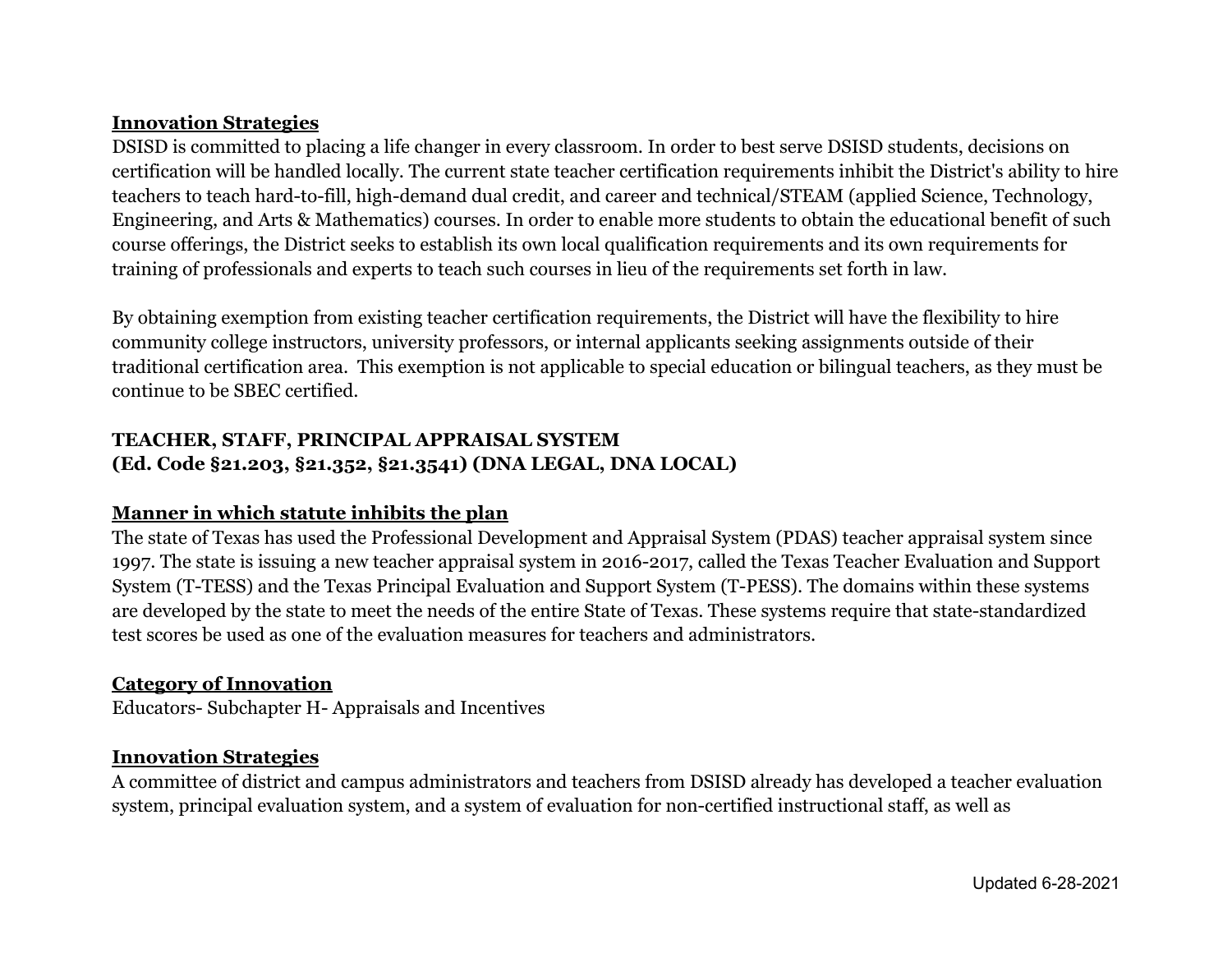**Innovation Strategies**

DSISD is committed to placing a life changer in every classroom. In order to best serve DSISD students, decisions on certification will be handled locally. The current state teacher certification requirements inhibit the District's ability to hire teachers to teach hard-to-fill, high-demand dual credit, and career and technical/STEAM (applied Science, Technology, Engineering, and Arts & Mathematics) courses. In order to enable more students to obtain the educational benefit of such course offerings, the District seeks to establish its own local qualification requirements and its own requirements for training of professionals and experts to teach such courses in lieu of the requirements set forth in law.

By obtaining exemption from existing teacher certification requirements, the District will have the flexibility to hire community college instructors, university professors, or internal applicants seeking assignments outside of their traditional certification area. This exemption is not applicable to special education or bilingual teachers, as they must be continue to be SBEC certified.

## TEACHER, STAFF, PRINCIPAL APPRAISAL SYSTEM (Ed. Code §21.203, §21.352, §21.3541) (DNA LEGAL, DNA LOCAL)

**Manner in which statute inhibits the plan**

The state of Texas has used the Professional Development and Appraisal System (PDAS) teacher appraisal system since 1997. The state is issuing a new teacher appraisal system in 2016-2017, called the Texas Teacher Evaluation and Support System (T-TESS) and the Texas Principal Evaluation and Support System (T-PESS). The domains within these systems are developed by the state to meet the needs of the entire State of Texas. These systems require that state-standardized test scores be used as one of the evaluation measures for teachers and administrators.

**Category of Innovation**

Educators- Subchapter H- Appraisals and Incentives

**Innovation Strategies**

A committee of district and campus administrators and teachers from DSISD already has developed a teacher evaluation system, principal evaluation system, and a system of evaluation for non-certified instructional staff, as well as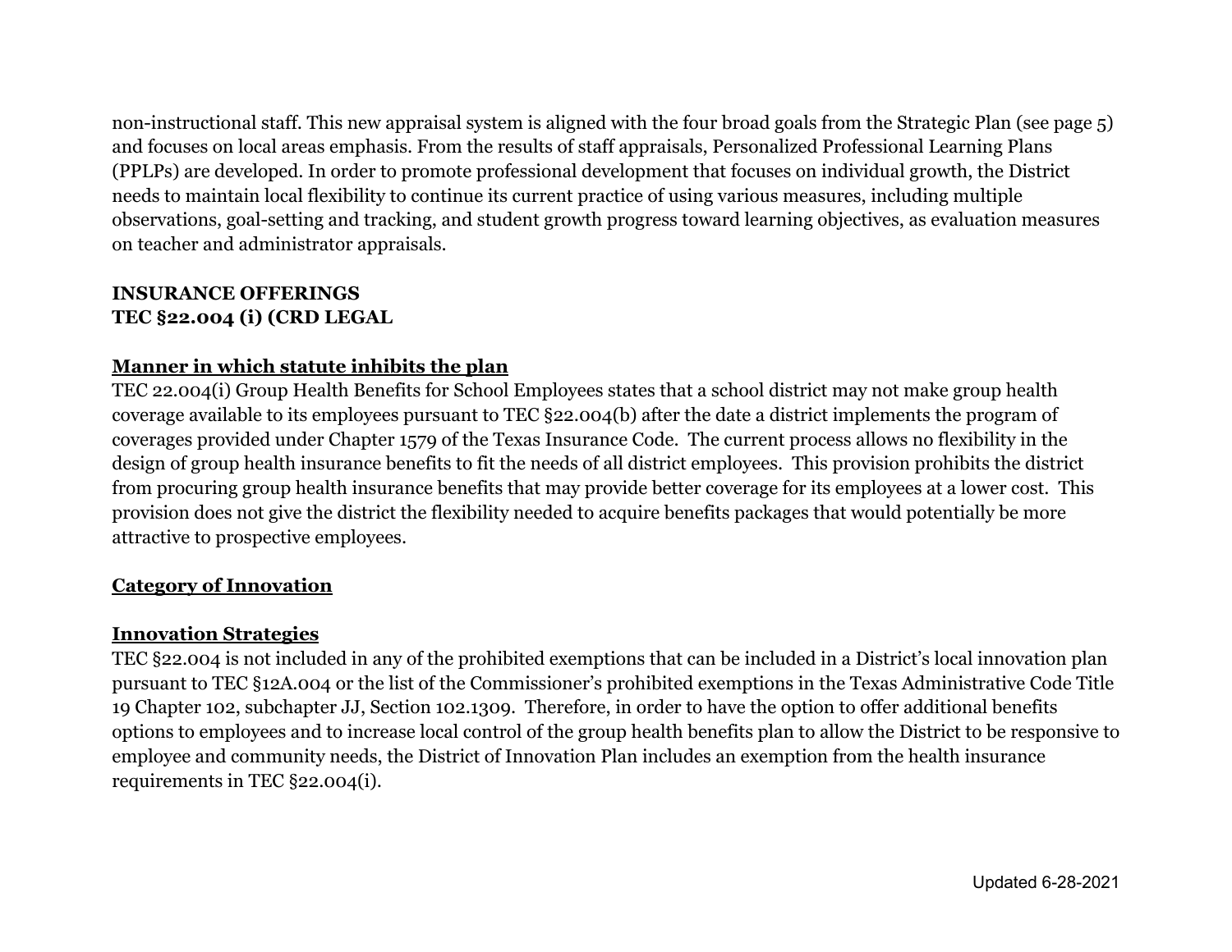non-instructional staff. This new appraisal system is aligned with the four broad goals from the Strategic Plan (see page 5) and focuses on local areas emphasis. From the results of staff appraisals, Personalized Professional Learning Plans (PPLPs) are developed. In order to promote professional development that focuses on individual growth, the District needs to maintain local flexibility to continue its current practice of using various measures, including multiple observations, goal-setting and tracking, and student growth progress toward learning objectives, as evaluation measures on teacher and administrator appraisals.

**INSURANCE OFFERINGS**
**TEC §22.004 (i) (CRD LEGAL**

**Manner in which statute inhibits the plan**

TEC 22.004(i) Group Health Benefits for School Employees states that a school district may not make group health coverage available to its employees pursuant to TEC §22.004(b) after the date a district implements the program of coverages provided under Chapter 1579 of the Texas Insurance Code. The current process allows no flexibility in the design of group health insurance benefits to fit the needs of all district employees. This provision prohibits the district from procuring group health insurance benefits that may provide better coverage for its employees at a lower cost. This provision does not give the district the flexibility needed to acquire benefits packages that would potentially be more attractive to prospective employees.

**Category of Innovation**

**Innovation Strategies**

TEC §22.004 is not included in any of the prohibited exemptions that can be included in a District's local innovation plan pursuant to TEC §12A.004 or the list of the Commissioner's prohibited exemptions in the Texas Administrative Code Title 19 Chapter 102, subchapter JJ, Section 102.1309. Therefore, in order to have the option to offer additional benefits options to employees and to increase local control of the group health benefits plan to allow the District to be responsive to employee and community needs, the District of Innovation Plan includes an exemption from the health insurance requirements in TEC §22.004(i).

Updated 6-28-2021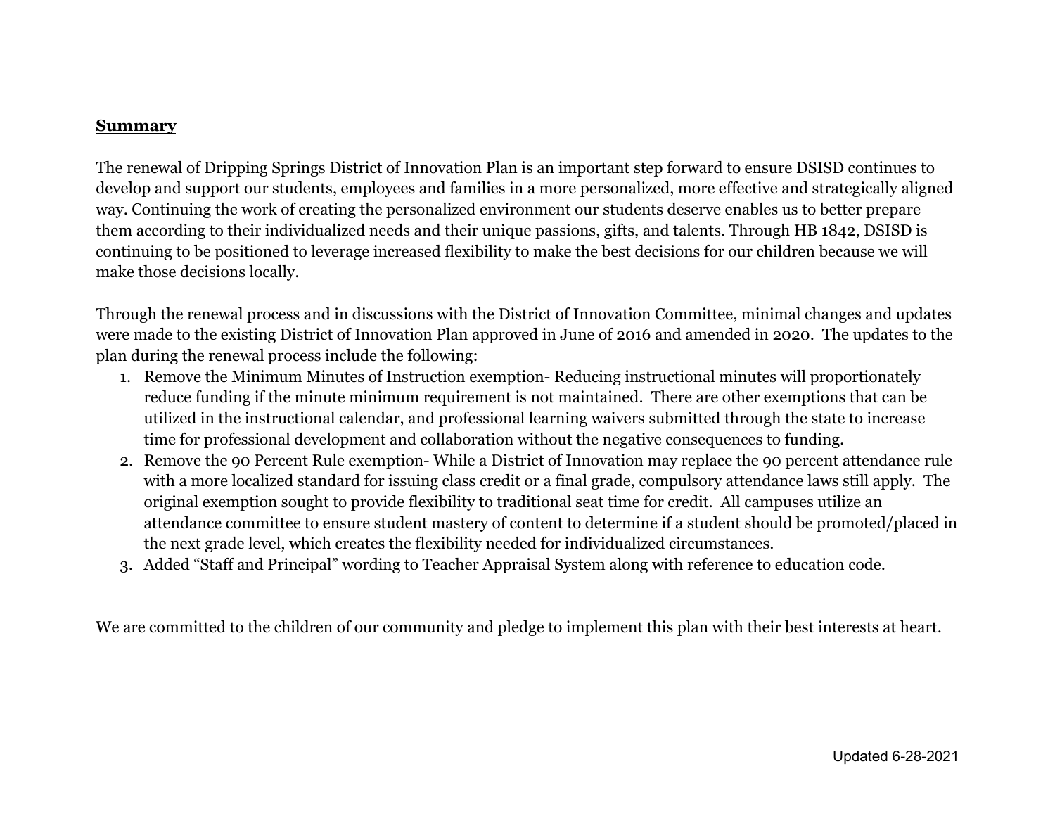**Summary**

The renewal of Dripping Springs District of Innovation Plan is an important step forward to ensure DSISD continues to develop and support our students, employees and families in a more personalized, more effective and strategically aligned way. Continuing the work of creating the personalized environment our students deserve enables us to better prepare them according to their individualized needs and their unique passions, gifts, and talents. Through HB 1842, DSISD is continuing to be positioned to leverage increased flexibility to make the best decisions for our children because we will make those decisions locally.

Through the renewal process and in discussions with the District of Innovation Committee, minimal changes and updates were made to the existing District of Innovation Plan approved in June of 2016 and amended in 2020. The updates to the plan during the renewal process include the following:

1. Remove the Minimum Minutes of Instruction exemption- Reducing instructional minutes will proportionately reduce funding if the minute minimum requirement is not maintained. There are other exemptions that can be utilized in the instructional calendar, and professional learning waivers submitted through the state to increase time for professional development and collaboration without the negative consequences to funding.
2. Remove the 90 Percent Rule exemption- While a District of Innovation may replace the 90 percent attendance rule with a more localized standard for issuing class credit or a final grade, compulsory attendance laws still apply. The original exemption sought to provide flexibility to traditional seat time for credit. All campuses utilize an attendance committee to ensure student mastery of content to determine if a student should be promoted/placed in the next grade level, which creates the flexibility needed for individualized circumstances.
3. Added "Staff and Principal" wording to Teacher Appraisal System along with reference to education code.

We are committed to the children of our community and pledge to implement this plan with their best interests at heart.

Updated 6-28-2021